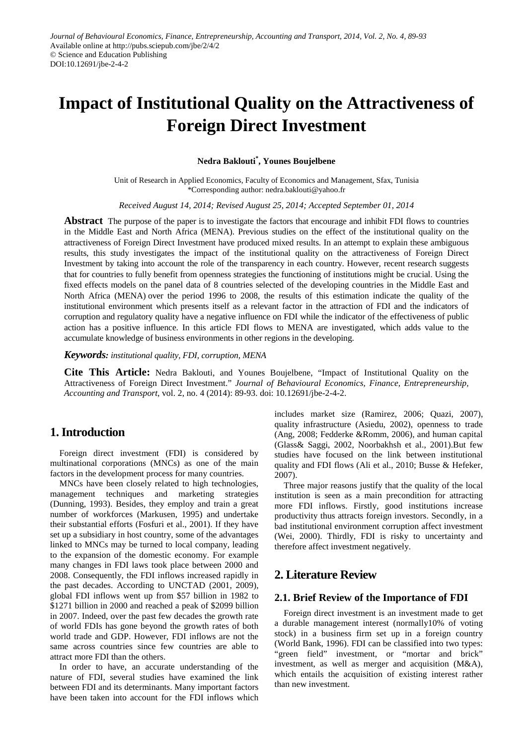# Impact of Institutional Quality on the Attractiveness of Foreign Direct Investment

**Nedra Baklouti[*], Younes Boujelbene**

Unit of Research in Applied Economics, Faculty of Economics and Management, Sfax, Tunisia
*Corresponding author: nedra.baklouti@yahoo.fr

*Received August 14, 2014; Revised August 25, 2014; Accepted September 01, 2014*

**Abstract** The purpose of the paper is to investigate the factors that encourage and inhibit FDI flows to countries in the Middle East and North Africa (MENA). Previous studies on the effect of the institutional quality on the attractiveness of Foreign Direct Investment have produced mixed results. In an attempt to explain these ambiguous results, this study investigates the impact of the institutional quality on the attractiveness of Foreign Direct Investment by taking into account the role of the transparency in each country. However, recent research suggests that for countries to fully benefit from openness strategies the functioning of institutions might be crucial. Using the fixed effects models on the panel data of 8 countries selected of the developing countries in the Middle East and North Africa (MENA) over the period 1996 to 2008, the results of this estimation indicate the quality of the institutional environment which presents itself as a relevant factor in the attraction of FDI and the indicators of corruption and regulatory quality have a negative influence on FDI while the indicator of the effectiveness of public action has a positive influence. In this article FDI flows to MENA are investigated, which adds value to the accumulate knowledge of business environments in other regions in the developing.

***Keywords:*** *institutional quality, FDI, corruption, MENA*

**Cite This Article:** Nedra Baklouti, and Younes Boujelbene, "Impact of Institutional Quality on the Attractiveness of Foreign Direct Investment." *Journal of Behavioural Economics, Finance, Entrepreneurship, Accounting and Transport*, vol. 2, no. 4 (2014): 89-93. doi: 10.12691/jbe-2-4-2.

## 1. Introduction

Foreign direct investment (FDI) is considered by multinational corporations (MNCs) as one of the main factors in the development process for many countries.

MNCs have been closely related to high technologies, management techniques and marketing strategies (Dunning, 1993). Besides, they employ and train a great number of workforces (Markusen, 1995) and undertake their substantial efforts (Fosfuri et al., 2001). If they have set up a subsidiary in host country, some of the advantages linked to MNCs may be turned to local company, leading to the expansion of the domestic economy. For example many changes in FDI laws took place between 2000 and 2008. Consequently, the FDI inflows increased rapidly in the past decades. According to UNCTAD (2001, 2009), global FDI inflows went up from \$57 billion in 1982 to \$1271 billion in 2000 and reached a peak of \$2099 billion in 2007. Indeed, over the past few decades the growth rate of world FDIs has gone beyond the growth rates of both world trade and GDP. However, FDI inflows are not the same across countries since few countries are able to attract more FDI than the others.

In order to have, an accurate understanding of the nature of FDI, several studies have examined the link between FDI and its determinants. Many important factors have been taken into account for the FDI inflows which includes market size (Ramirez, 2006; Quazi, 2007), quality infrastructure (Asiedu, 2002), openness to trade (Ang, 2008; Fedderke &Romm, 2006), and human capital (Glass& Saggi, 2002, Noorbakhsh et al., 2001).But few studies have focused on the link between institutional quality and FDI flows (Ali et al., 2010; Busse & Hefeker, 2007).

Three major reasons justify that the quality of the local institution is seen as a main precondition for attracting more FDI inflows. Firstly, good institutions increase productivity thus attracts foreign investors. Secondly, in a bad institutional environment corruption affect investment (Wei, 2000). Thirdly, FDI is risky to uncertainty and therefore affect investment negatively.

## 2. Literature Review

### 2.1. Brief Review of the Importance of FDI

Foreign direct investment is an investment made to get a durable management interest (normally10% of voting stock) in a business firm set up in a foreign country (World Bank, 1996). FDI can be classified into two types: "green field" investment, or "mortar and brick" investment, as well as merger and acquisition (M&A), which entails the acquisition of existing interest rather than new investment.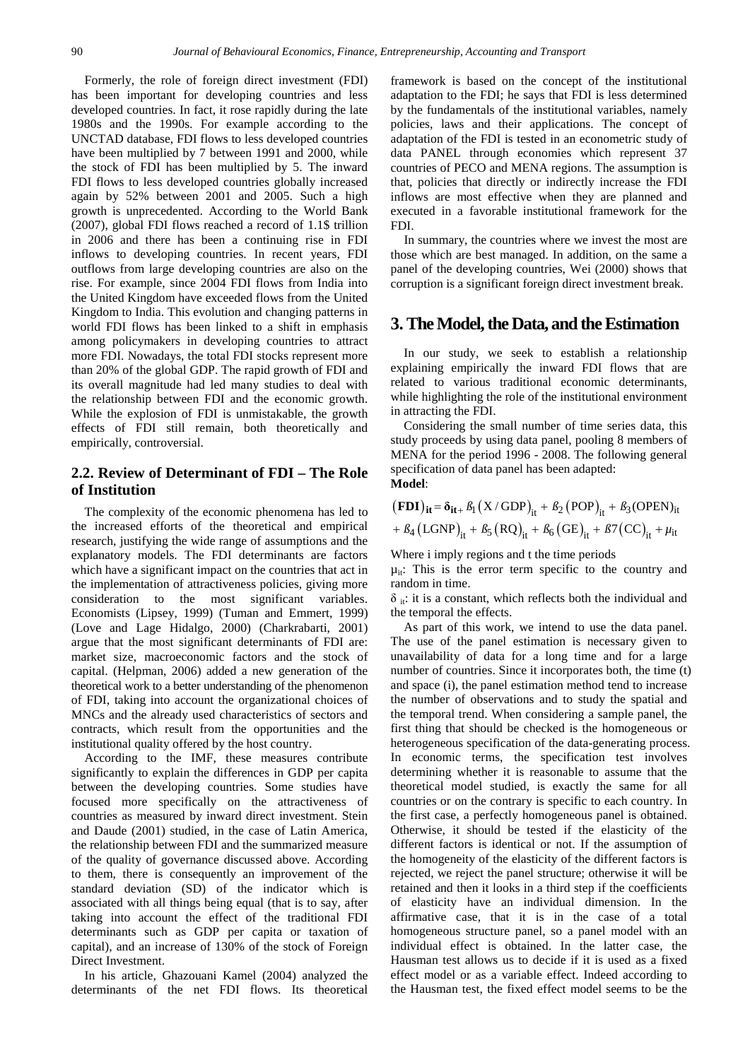Formerly, the role of foreign direct investment (FDI) has been important for developing countries and less developed countries. In fact, it rose rapidly during the late 1980s and the 1990s. For example according to the UNCTAD database, FDI flows to less developed countries have been multiplied by 7 between 1991 and 2000, while the stock of FDI has been multiplied by 5. The inward FDI flows to less developed countries globally increased again by 52% between 2001 and 2005. Such a high growth is unprecedented. According to the World Bank (2007), global FDI flows reached a record of 1.1$ trillion in 2006 and there has been a continuing rise in FDI inflows to developing countries. In recent years, FDI outflows from large developing countries are also on the rise. For example, since 2004 FDI flows from India into the United Kingdom have exceeded flows from the United Kingdom to India. This evolution and changing patterns in world FDI flows has been linked to a shift in emphasis among policymakers in developing countries to attract more FDI. Nowadays, the total FDI stocks represent more than 20% of the global GDP. The rapid growth of FDI and its overall magnitude had led many studies to deal with the relationship between FDI and the economic growth. While the explosion of FDI is unmistakable, the growth effects of FDI still remain, both theoretically and empirically, controversial.

## 2.2. Review of Determinant of FDI – The Role of Institution

The complexity of the economic phenomena has led to the increased efforts of the theoretical and empirical research, justifying the wide range of assumptions and the explanatory models. The FDI determinants are factors which have a significant impact on the countries that act in the implementation of attractiveness policies, giving more consideration to the most significant variables. Economists (Lipsey, 1999) (Tuman and Emmert, 1999) (Love and Lage Hidalgo, 2000) (Charkrabarti, 2001) argue that the most significant determinants of FDI are: market size, macroeconomic factors and the stock of capital. (Helpman, 2006) added a new generation of the theoretical work to a better understanding of the phenomenon of FDI, taking into account the organizational choices of MNCs and the already used characteristics of sectors and contracts, which result from the opportunities and the institutional quality offered by the host country.

According to the IMF, these measures contribute significantly to explain the differences in GDP per capita between the developing countries. Some studies have focused more specifically on the attractiveness of countries as measured by inward direct investment. Stein and Daude (2001) studied, in the case of Latin America, the relationship between FDI and the summarized measure of the quality of governance discussed above. According to them, there is consequently an improvement of the standard deviation (SD) of the indicator which is associated with all things being equal (that is to say, after taking into account the effect of the traditional FDI determinants such as GDP per capita or taxation of capital), and an increase of 130% of the stock of Foreign Direct Investment.

In his article, Ghazouani Kamel (2004) analyzed the determinants of the net FDI flows. Its theoretical framework is based on the concept of the institutional adaptation to the FDI; he says that FDI is less determined by the fundamentals of the institutional variables, namely policies, laws and their applications. The concept of adaptation of the FDI is tested in an econometric study of data PANEL through economies which represent 37 countries of PECO and MENA regions. The assumption is that, policies that directly or indirectly increase the FDI inflows are most effective when they are planned and executed in a favorable institutional framework for the FDI.

In summary, the countries where we invest the most are those which are best managed. In addition, on the same a panel of the developing countries, Wei (2000) shows that corruption is a significant foreign direct investment break.

# 3. The Model, the Data, and the Estimation

In our study, we seek to establish a relationship explaining empirically the inward FDI flows that are related to various traditional economic determinants, while highlighting the role of the institutional environment in attracting the FDI.

Considering the small number of time series data, this study proceeds by using data panel, pooling 8 members of MENA for the period 1996 - 2008. The following general specification of data panel has been adapted:

**Model**:

$$(\mathbf{FDI})_{\mathbf{it}} = \boldsymbol{\delta}_{\mathbf{it}} + \beta_1 (X/GDP)_{it} + \beta_2 (POP)_{it} + \beta_3 (OPEN)_{it} + \beta_4 (LGNP)_{it} + \beta_5 (RQ)_{it} + \beta_6 (GE)_{it} + \beta 7 (CC)_{it} + \mu_{it}$$

Where i imply regions and t the time periods

$\mu_{it}$: This is the error term specific to the country and random in time.

$\delta_{it}$: it is a constant, which reflects both the individual and the temporal the effects.

As part of this work, we intend to use the data panel. The use of the panel estimation is necessary given to unavailability of data for a long time and for a large number of countries. Since it incorporates both, the time (t) and space (i), the panel estimation method tend to increase the number of observations and to study the spatial and the temporal trend. When considering a sample panel, the first thing that should be checked is the homogeneous or heterogeneous specification of the data-generating process. In economic terms, the specification test involves determining whether it is reasonable to assume that the theoretical model studied, is exactly the same for all countries or on the contrary is specific to each country. In the first case, a perfectly homogeneous panel is obtained. Otherwise, it should be tested if the elasticity of the different factors is identical or not. If the assumption of the homogeneity of the elasticity of the different factors is rejected, we reject the panel structure; otherwise it will be retained and then it looks in a third step if the coefficients of elasticity have an individual dimension. In the affirmative case, that it is in the case of a total homogeneous structure panel, so a panel model with an individual effect is obtained. In the latter case, the Hausman test allows us to decide if it is used as a fixed effect model or as a variable effect. Indeed according to the Hausman test, the fixed effect model seems to be the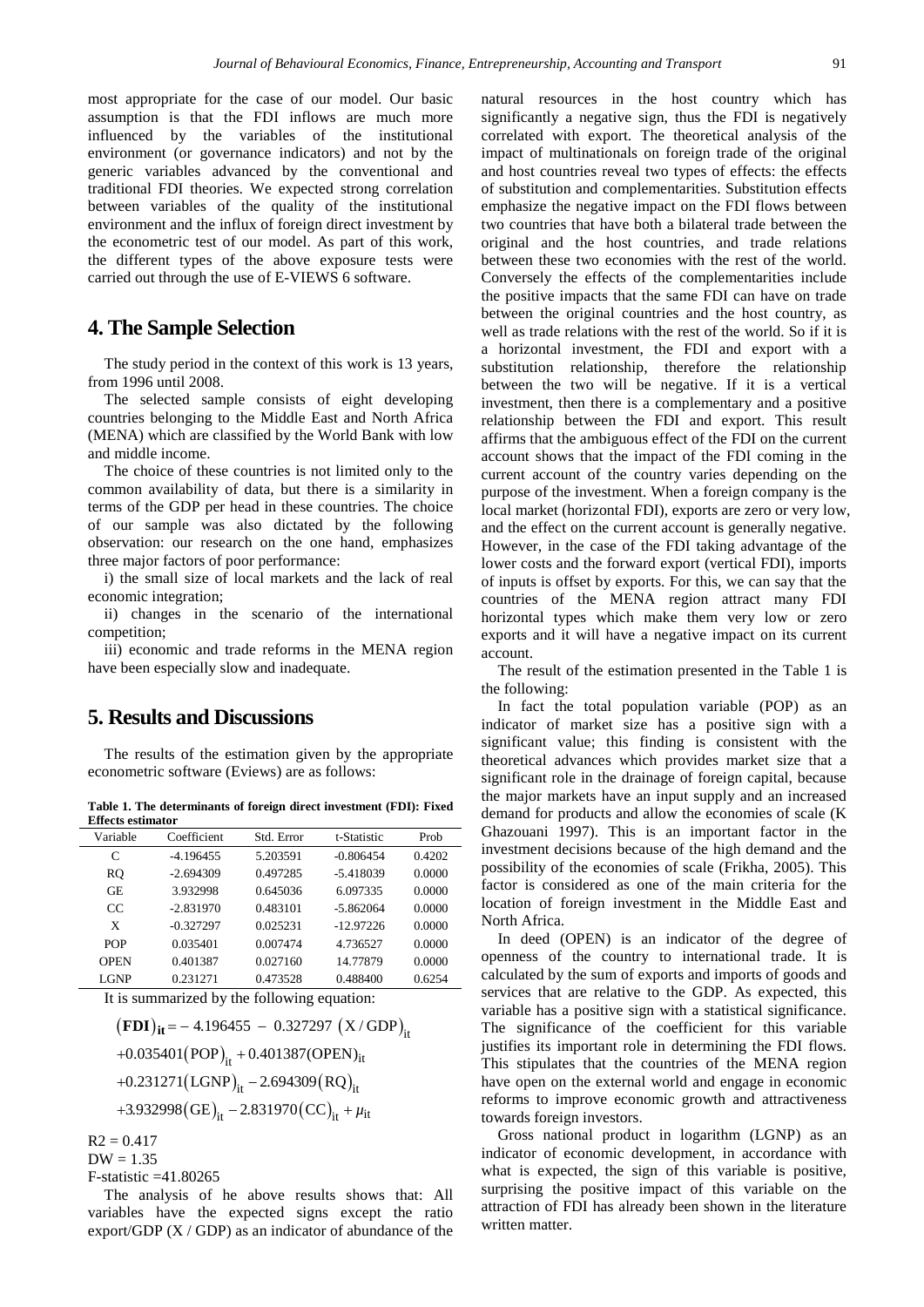most appropriate for the case of our model. Our basic assumption is that the FDI inflows are much more influenced by the variables of the institutional environment (or governance indicators) and not by the generic variables advanced by the conventional and traditional FDI theories. We expected strong correlation between variables of the quality of the institutional environment and the influx of foreign direct investment by the econometric test of our model. As part of this work, the different types of the above exposure tests were carried out through the use of E-VIEWS 6 software.

## 4. The Sample Selection

The study period in the context of this work is 13 years, from 1996 until 2008.

The selected sample consists of eight developing countries belonging to the Middle East and North Africa (MENA) which are classified by the World Bank with low and middle income.

The choice of these countries is not limited only to the common availability of data, but there is a similarity in terms of the GDP per head in these countries. The choice of our sample was also dictated by the following observation: our research on the one hand, emphasizes three major factors of poor performance:

i) the small size of local markets and the lack of real economic integration;

ii) changes in the scenario of the international competition;

iii) economic and trade reforms in the MENA region have been especially slow and inadequate.

## 5. Results and Discussions

The results of the estimation given by the appropriate econometric software (Eviews) are as follows:

**Table 1. The determinants of foreign direct investment (FDI): Fixed Effects estimator**

| Variable | Coefficient | Std. Error | t-Statistic | Prob |
|---|---|---|---|---|
| C | -4.196455 | 5.203591 | -0.806454 | 0.4202 |
| RQ | -2.694309 | 0.497285 | -5.418039 | 0.0000 |
| GE | 3.932998 | 0.645036 | 6.097335 | 0.0000 |
| CC | -2.831970 | 0.483101 | -5.862064 | 0.0000 |
| X | -0.327297 | 0.025231 | -12.97226 | 0.0000 |
| POP | 0.035401 | 0.007474 | 4.736527 | 0.0000 |
| OPEN | 0.401387 | 0.027160 | 14.77879 | 0.0000 |
| LGNP | 0.231271 | 0.473528 | 0.488400 | 0.6254 |

It is summarized by the following equation:

$$
\begin{aligned}
(\mathbf{FDI})_{it} &= -4.196455 - 0.327297\,(X/GDP)_{it} \\
&+ 0.035401(POP)_{it} + 0.401387(OPEN)_{it} \\
&+ 0.231271(LGNP)_{it} - 2.694309(RQ)_{it} \\
&+ 3.932998(GE)_{it} - 2.831970(CC)_{it} + \mu_{it}
\end{aligned}
$$

R2 = 0.417

DW = 1.35

F-statistic =41.80265

The analysis of he above results shows that: All variables have the expected signs except the ratio export/GDP (X / GDP) as an indicator of abundance of the natural resources in the host country which has significantly a negative sign, thus the FDI is negatively correlated with export. The theoretical analysis of the impact of multinationals on foreign trade of the original and host countries reveal two types of effects: the effects of substitution and complementarities. Substitution effects emphasize the negative impact on the FDI flows between two countries that have both a bilateral trade between the original and the host countries, and trade relations between these two economies with the rest of the world. Conversely the effects of the complementarities include the positive impacts that the same FDI can have on trade between the original countries and the host country, as well as trade relations with the rest of the world. So if it is a horizontal investment, the FDI and export with a substitution relationship, therefore the relationship between the two will be negative. If it is a vertical investment, then there is a complementary and a positive relationship between the FDI and export. This result affirms that the ambiguous effect of the FDI on the current account shows that the impact of the FDI coming in the current account of the country varies depending on the purpose of the investment. When a foreign company is the local market (horizontal FDI), exports are zero or very low, and the effect on the current account is generally negative. However, in the case of the FDI taking advantage of the lower costs and the forward export (vertical FDI), imports of inputs is offset by exports. For this, we can say that the countries of the MENA region attract many FDI horizontal types which make them very low or zero exports and it will have a negative impact on its current account.

The result of the estimation presented in the Table 1 is the following:

In fact the total population variable (POP) as an indicator of market size has a positive sign with a significant value; this finding is consistent with the theoretical advances which provides market size that a significant role in the drainage of foreign capital, because the major markets have an input supply and an increased demand for products and allow the economies of scale (K Ghazouani 1997). This is an important factor in the investment decisions because of the high demand and the possibility of the economies of scale (Frikha, 2005). This factor is considered as one of the main criteria for the location of foreign investment in the Middle East and North Africa.

In deed (OPEN) is an indicator of the degree of openness of the country to international trade. It is calculated by the sum of exports and imports of goods and services that are relative to the GDP. As expected, this variable has a positive sign with a statistical significance. The significance of the coefficient for this variable justifies its important role in determining the FDI flows. This stipulates that the countries of the MENA region have open on the external world and engage in economic reforms to improve economic growth and attractiveness towards foreign investors.

Gross national product in logarithm (LGNP) as an indicator of economic development, in accordance with what is expected, the sign of this variable is positive, surprising the positive impact of this variable on the attraction of FDI has already been shown in the literature written matter.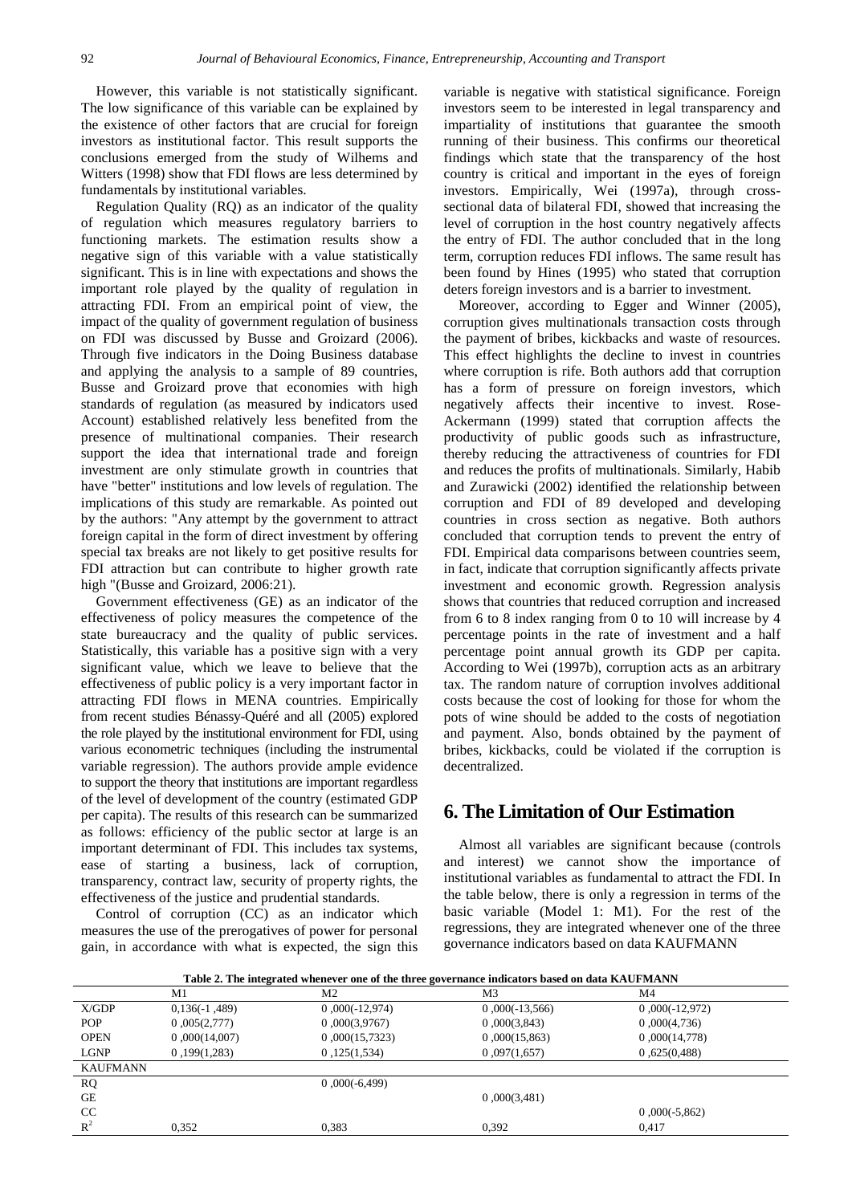However, this variable is not statistically significant. The low significance of this variable can be explained by the existence of other factors that are crucial for foreign investors as institutional factor. This result supports the conclusions emerged from the study of Wilhems and Witters (1998) show that FDI flows are less determined by fundamentals by institutional variables.

Regulation Quality (RQ) as an indicator of the quality of regulation which measures regulatory barriers to functioning markets. The estimation results show a negative sign of this variable with a value statistically significant. This is in line with expectations and shows the important role played by the quality of regulation in attracting FDI. From an empirical point of view, the impact of the quality of government regulation of business on FDI was discussed by Busse and Groizard (2006). Through five indicators in the Doing Business database and applying the analysis to a sample of 89 countries, Busse and Groizard prove that economies with high standards of regulation (as measured by indicators used Account) established relatively less benefited from the presence of multinational companies. Their research support the idea that international trade and foreign investment are only stimulate growth in countries that have "better" institutions and low levels of regulation. The implications of this study are remarkable. As pointed out by the authors: "Any attempt by the government to attract foreign capital in the form of direct investment by offering special tax breaks are not likely to get positive results for FDI attraction but can contribute to higher growth rate high "(Busse and Groizard, 2006:21).

Government effectiveness (GE) as an indicator of the effectiveness of policy measures the competence of the state bureaucracy and the quality of public services. Statistically, this variable has a positive sign with a very significant value, which we leave to believe that the effectiveness of public policy is a very important factor in attracting FDI flows in MENA countries. Empirically from recent studies Bénassy-Quéré and all (2005) explored the role played by the institutional environment for FDI, using various econometric techniques (including the instrumental variable regression). The authors provide ample evidence to support the theory that institutions are important regardless of the level of development of the country (estimated GDP per capita). The results of this research can be summarized as follows: efficiency of the public sector at large is an important determinant of FDI. This includes tax systems, ease of starting a business, lack of corruption, transparency, contract law, security of property rights, the effectiveness of the justice and prudential standards.

Control of corruption (CC) as an indicator which measures the use of the prerogatives of power for personal gain, in accordance with what is expected, the sign this variable is negative with statistical significance. Foreign investors seem to be interested in legal transparency and impartiality of institutions that guarantee the smooth running of their business. This confirms our theoretical findings which state that the transparency of the host country is critical and important in the eyes of foreign investors. Empirically, Wei (1997a), through cross-sectional data of bilateral FDI, showed that increasing the level of corruption in the host country negatively affects the entry of FDI. The author concluded that in the long term, corruption reduces FDI inflows. The same result has been found by Hines (1995) who stated that corruption deters foreign investors and is a barrier to investment.

Moreover, according to Egger and Winner (2005), corruption gives multinationals transaction costs through the payment of bribes, kickbacks and waste of resources. This effect highlights the decline to invest in countries where corruption is rife. Both authors add that corruption has a form of pressure on foreign investors, which negatively affects their incentive to invest. Rose-Ackermann (1999) stated that corruption affects the productivity of public goods such as infrastructure, thereby reducing the attractiveness of countries for FDI and reduces the profits of multinationals. Similarly, Habib and Zurawicki (2002) identified the relationship between corruption and FDI of 89 developed and developing countries in cross section as negative. Both authors concluded that corruption tends to prevent the entry of FDI. Empirical data comparisons between countries seem, in fact, indicate that corruption significantly affects private investment and economic growth. Regression analysis shows that countries that reduced corruption and increased from 6 to 8 index ranging from 0 to 10 will increase by 4 percentage points in the rate of investment and a half percentage point annual growth its GDP per capita. According to Wei (1997b), corruption acts as an arbitrary tax. The random nature of corruption involves additional costs because the cost of looking for those for whom the pots of wine should be added to the costs of negotiation and payment. Also, bonds obtained by the payment of bribes, kickbacks, could be violated if the corruption is decentralized.

# 6. The Limitation of Our Estimation

Almost all variables are significant because (controls and interest) we cannot show the importance of institutional variables as fundamental to attract the FDI. In the table below, there is only a regression in terms of the basic variable (Model 1: M1). For the rest of the regressions, they are integrated whenever one of the three governance indicators based on data KAUFMANN

**Table 2. The integrated whenever one of the three governance indicators based on data KAUFMANN**

| | M1 | M2 | M3 | M4 |
|---|---|---|---|---|
| X/GDP | 0,136(-1 ,489) | 0 ,000(-12,974) | 0 ,000(-13,566) | 0 ,000(-12,972) |
| POP | 0 ,005(2,777) | 0 ,000(3,9767) | 0 ,000(3,843) | 0 ,000(4,736) |
| OPEN | 0 ,000(14,007) | 0 ,000(15,7323) | 0 ,000(15,863) | 0 ,000(14,778) |
| LGNP | 0 ,199(1,283) | 0 ,125(1,534) | 0 ,097(1,657) | 0 ,625(0,488) |
| KAUFMANN | | | | |
| RQ | | 0 ,000(-6,499) | | |
| GE | | | 0 ,000(3,481) | |
| CC | | | | 0 ,000(-5,862) |
| $R^2$ | 0,352 | 0,383 | 0,392 | 0,417 |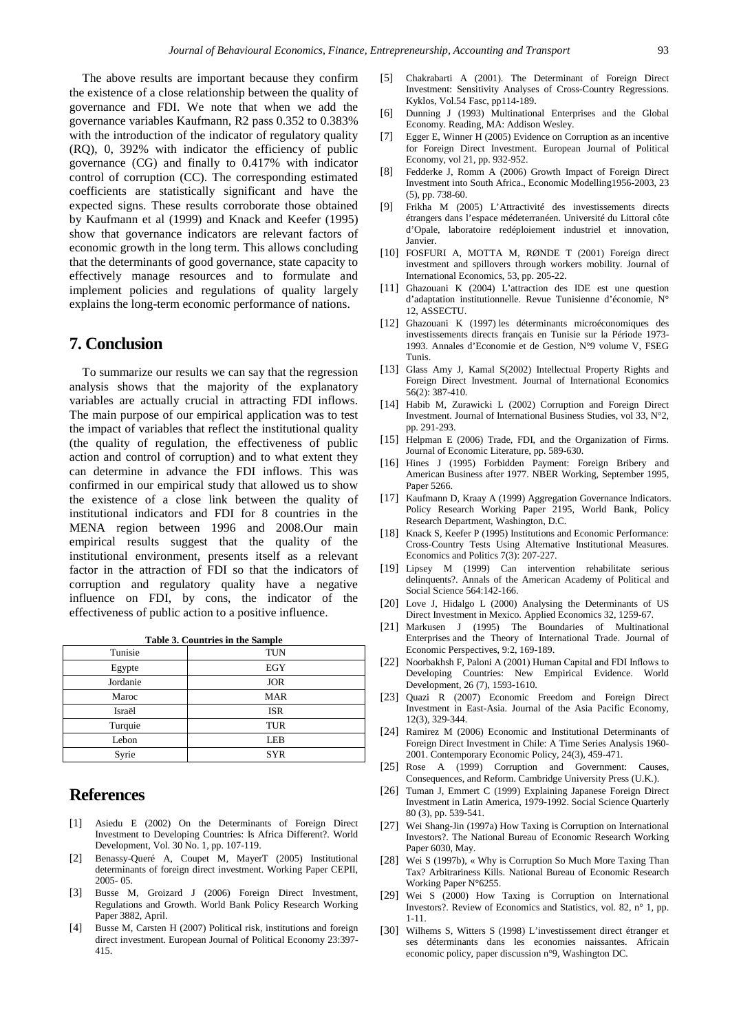The above results are important because they confirm the existence of a close relationship between the quality of governance and FDI. We note that when we add the governance variables Kaufmann, R2 pass 0.352 to 0.383% with the introduction of the indicator of regulatory quality (RQ), 0, 392% with indicator the efficiency of public governance (CG) and finally to 0.417% with indicator control of corruption (CC). The corresponding estimated coefficients are statistically significant and have the expected signs. These results corroborate those obtained by Kaufmann et al (1999) and Knack and Keefer (1995) show that governance indicators are relevant factors of economic growth in the long term. This allows concluding that the determinants of good governance, state capacity to effectively manage resources and to formulate and implement policies and regulations of quality largely explains the long-term economic performance of nations.

# 7. Conclusion

To summarize our results we can say that the regression analysis shows that the majority of the explanatory variables are actually crucial in attracting FDI inflows. The main purpose of our empirical application was to test the impact of variables that reflect the institutional quality (the quality of regulation, the effectiveness of public action and control of corruption) and to what extent they can determine in advance the FDI inflows. This was confirmed in our empirical study that allowed us to show the existence of a close link between the quality of institutional indicators and FDI for 8 countries in the MENA region between 1996 and 2008.Our main empirical results suggest that the quality of the institutional environment, presents itself as a relevant factor in the attraction of FDI so that the indicators of corruption and regulatory quality have a negative influence on FDI, by cons, the indicator of the effectiveness of public action to a positive influence.

**Table 3. Countries in the Sample**

| | |
|---|---|
| Tunisie | TUN |
| Egypte | EGY |
| Jordanie | JOR |
| Maroc | MAR |
| Israël | ISR |
| Turquie | TUR |
| Lebon | LEB |
| Syrie | SYR |

# References

[1] Asiedu E (2002) On the Determinants of Foreign Direct Investment to Developing Countries: Is Africa Different?. World Development, Vol. 30 No. 1, pp. 107-119.

[2] Benassy-Queré A, Coupet M, MayerT (2005) Institutional determinants of foreign direct investment. Working Paper CEPII, 2005- 05.

[3] Busse M, Groizard J (2006) Foreign Direct Investment, Regulations and Growth. World Bank Policy Research Working Paper 3882, April.

[4] Busse M, Carsten H (2007) Political risk, institutions and foreign direct investment. European Journal of Political Economy 23:397-415.

[5] Chakrabarti A (2001). The Determinant of Foreign Direct Investment: Sensitivity Analyses of Cross-Country Regressions. Kyklos, Vol.54 Fasc, pp114-189.

[6] Dunning J (1993) Multinational Enterprises and the Global Economy. Reading, MA: Addison Wesley.

[7] Egger E, Winner H (2005) Evidence on Corruption as an incentive for Foreign Direct Investment. European Journal of Political Economy, vol 21, pp. 932-952.

[8] Fedderke J, Romm A (2006) Growth Impact of Foreign Direct Investment into South Africa., Economic Modelling1956-2003, 23 (5), pp. 738-60.

[9] Frikha M (2005) L'Attractivité des investissements directs étrangers dans l'espace médeterranéen. Université du Littoral côte d'Opale, laboratoire redéploiement industriel et innovation, Janvier.

[10] FOSFURI A, MOTTA M, RØNDE T (2001) Foreign direct investment and spillovers through workers mobility. Journal of International Economics, 53, pp. 205-22.

[11] Ghazouani K (2004) L'attraction des IDE est une question d'adaptation institutionnelle. Revue Tunisienne d'économie, N° 12, ASSECTU.

[12] Ghazouani K (1997) les déterminants microéconomiques des investissements directs français en Tunisie sur la Période 1973-1993. Annales d'Economie et de Gestion, N°9 volume V, FSEG Tunis.

[13] Glass Amy J, Kamal S(2002) Intellectual Property Rights and Foreign Direct Investment. Journal of International Economics 56(2): 387-410.

[14] Habib M, Zurawicki L (2002) Corruption and Foreign Direct Investment. Journal of International Business Studies, vol 33, N°2, pp. 291-293.

[15] Helpman E (2006) Trade, FDI, and the Organization of Firms. Journal of Economic Literature, pp. 589-630.

[16] Hines J (1995) Forbidden Payment: Foreign Bribery and American Business after 1977. NBER Working, September 1995, Paper 5266.

[17] Kaufmann D, Kraay A (1999) Aggregation Governance Indicators. Policy Research Working Paper 2195, World Bank, Policy Research Department, Washington, D.C.

[18] Knack S, Keefer P (1995) Institutions and Economic Performance: Cross-Country Tests Using Alternative Institutional Measures. Economics and Politics 7(3): 207-227.

[19] Lipsey M (1999) Can intervention rehabilitate serious delinquents?. Annals of the American Academy of Political and Social Science 564:142-166.

[20] Love J, Hidalgo L (2000) Analysing the Determinants of US Direct Investment in Mexico. Applied Economics 32, 1259-67.

[21] Markusen J (1995) The Boundaries of Multinational Enterprises and the Theory of International Trade. Journal of Economic Perspectives, 9:2, 169-189.

[22] Noorbakhsh F, Paloni A (2001) Human Capital and FDI Inflows to Developing Countries: New Empirical Evidence. World Development, 26 (7), 1593-1610.

[23] Quazi R (2007) Economic Freedom and Foreign Direct Investment in East-Asia. Journal of the Asia Pacific Economy, 12(3), 329-344.

[24] Ramirez M (2006) Economic and Institutional Determinants of Foreign Direct Investment in Chile: A Time Series Analysis 1960-2001. Contemporary Economic Policy, 24(3), 459-471.

[25] Rose A (1999) Corruption and Government: Causes, Consequences, and Reform. Cambridge University Press (U.K.).

[26] Tuman J, Emmert C (1999) Explaining Japanese Foreign Direct Investment in Latin America, 1979-1992. Social Science Quarterly 80 (3), pp. 539-541.

[27] Wei Shang-Jin (1997a) How Taxing is Corruption on International Investors?. The National Bureau of Economic Research Working Paper 6030, May.

[28] Wei S (1997b), « Why is Corruption So Much More Taxing Than Tax? Arbitrariness Kills. National Bureau of Economic Research Working Paper N°6255.

[29] Wei S (2000) How Taxing is Corruption on International Investors?. Review of Economics and Statistics, vol. 82, n° 1, pp. 1-11.

[30] Wilhems S, Witters S (1998) L'investissement direct étranger et ses déterminants dans les economies naissantes. Africain economic policy, paper discussion n°9, Washington DC.